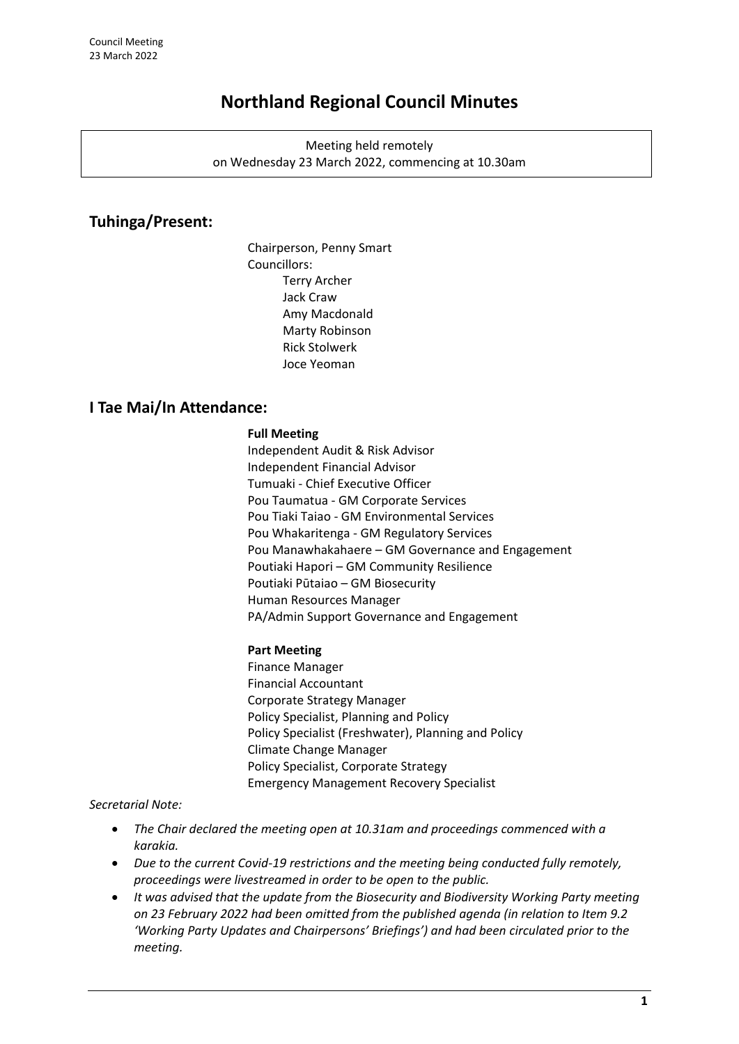# Northland Regional Council Minutes

Meeting held remotely
on Wednesday 23 March 2022, commencing at 10.30am

## Tuhinga/Present:

Chairperson, Penny Smart
Councillors:
- Terry Archer
- Jack Craw
- Amy Macdonald
- Marty Robinson
- Rick Stolwerk
- Joce Yeoman

## I Tae Mai/In Attendance:

**Full Meeting**

Independent Audit & Risk Advisor
Independent Financial Advisor
Tumuaki - Chief Executive Officer
Pou Taumatua - GM Corporate Services
Pou Tiaki Taiao - GM Environmental Services
Pou Whakaritenga - GM Regulatory Services
Pou Manawhakahaere – GM Governance and Engagement
Poutiaki Hapori – GM Community Resilience
Poutiaki Pūtaiao – GM Biosecurity
Human Resources Manager
PA/Admin Support Governance and Engagement

**Part Meeting**

Finance Manager
Financial Accountant
Corporate Strategy Manager
Policy Specialist, Planning and Policy
Policy Specialist (Freshwater), Planning and Policy
Climate Change Manager
Policy Specialist, Corporate Strategy
Emergency Management Recovery Specialist

*Secretarial Note:*

- *The Chair declared the meeting open at 10.31am and proceedings commenced with a karakia.*
- *Due to the current Covid-19 restrictions and the meeting being conducted fully remotely, proceedings were livestreamed in order to be open to the public.*
- *It was advised that the update from the Biosecurity and Biodiversity Working Party meeting on 23 February 2022 had been omitted from the published agenda (in relation to Item 9.2 'Working Party Updates and Chairpersons' Briefings') and had been circulated prior to the meeting.*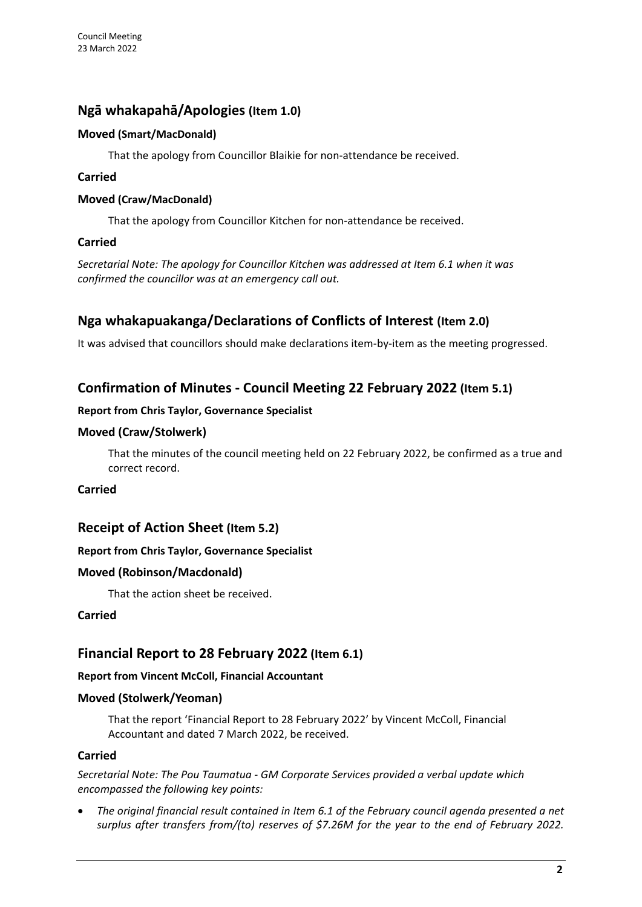## Ngā whakapahā/Apologies (Item 1.0)

**Moved (Smart/MacDonald)**

That the apology from Councillor Blaikie for non-attendance be received.

**Carried**

**Moved (Craw/MacDonald)**

That the apology from Councillor Kitchen for non-attendance be received.

**Carried**

*Secretarial Note: The apology for Councillor Kitchen was addressed at Item 6.1 when it was confirmed the councillor was at an emergency call out.*

## Nga whakapuakanga/Declarations of Conflicts of Interest (Item 2.0)

It was advised that councillors should make declarations item-by-item as the meeting progressed.

## Confirmation of Minutes - Council Meeting 22 February 2022 (Item 5.1)

**Report from Chris Taylor, Governance Specialist**

**Moved (Craw/Stolwerk)**

That the minutes of the council meeting held on 22 February 2022, be confirmed as a true and correct record.

**Carried**

## Receipt of Action Sheet (Item 5.2)

**Report from Chris Taylor, Governance Specialist**

**Moved (Robinson/Macdonald)**

That the action sheet be received.

**Carried**

## Financial Report to 28 February 2022 (Item 6.1)

**Report from Vincent McColl, Financial Accountant**

**Moved (Stolwerk/Yeoman)**

That the report 'Financial Report to 28 February 2022' by Vincent McColl, Financial Accountant and dated 7 March 2022, be received.

**Carried**

*Secretarial Note: The Pou Taumatua - GM Corporate Services provided a verbal update which encompassed the following key points:*

- *The original financial result contained in Item 6.1 of the February council agenda presented a net surplus after transfers from/(to) reserves of $7.26M for the year to the end of February 2022.*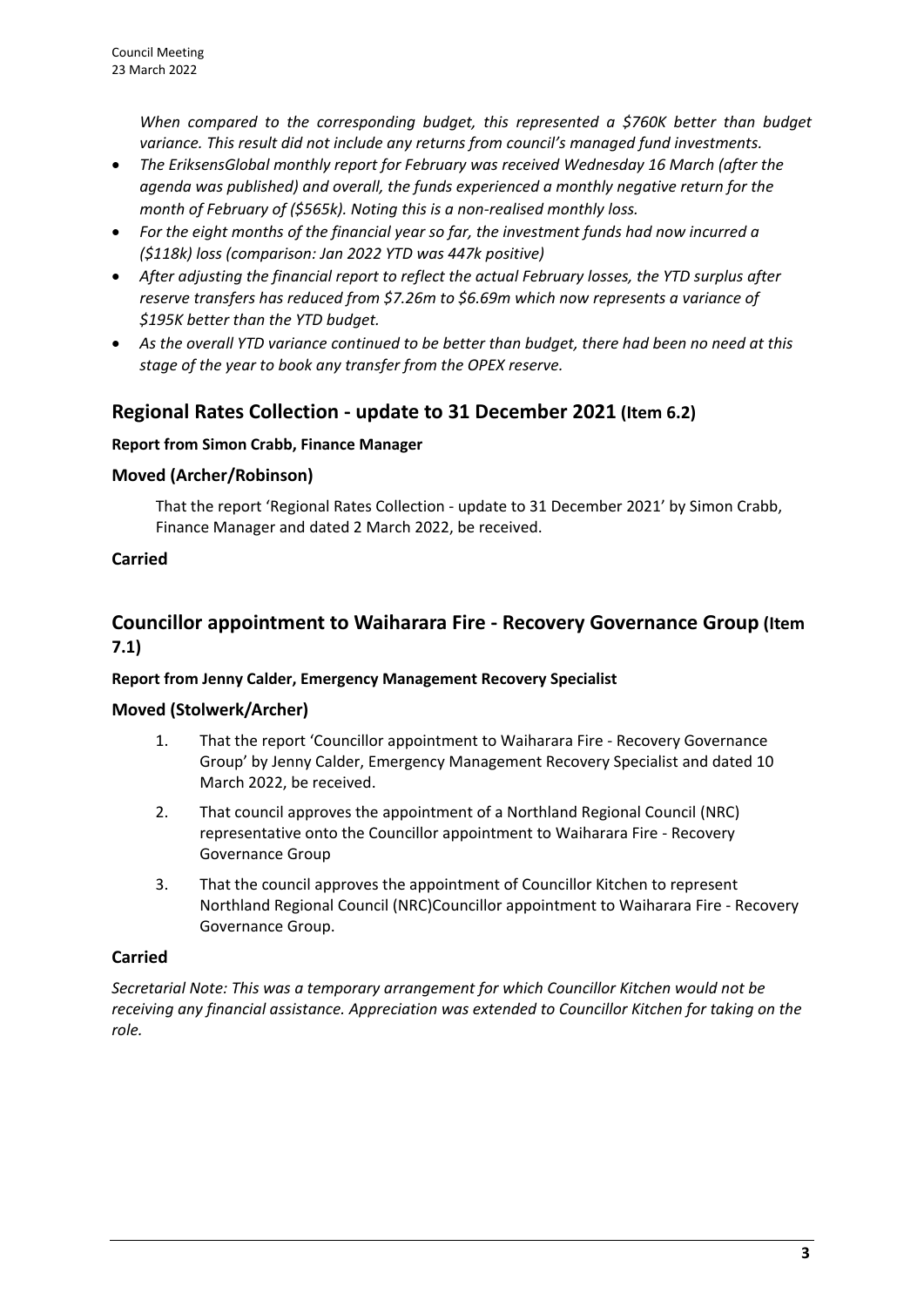*When compared to the corresponding budget, this represented a $760K better than budget variance. This result did not include any returns from council's managed fund investments.*

- *The EriksensGlobal monthly report for February was received Wednesday 16 March (after the agenda was published) and overall, the funds experienced a monthly negative return for the month of February of ($565k). Noting this is a non-realised monthly loss.*
- *For the eight months of the financial year so far, the investment funds had now incurred a ($118k) loss (comparison: Jan 2022 YTD was 447k positive)*
- *After adjusting the financial report to reflect the actual February losses, the YTD surplus after reserve transfers has reduced from $7.26m to $6.69m which now represents a variance of $195K better than the YTD budget.*
- *As the overall YTD variance continued to be better than budget, there had been no need at this stage of the year to book any transfer from the OPEX reserve.*

## Regional Rates Collection - update to 31 December 2021 (Item 6.2)

**Report from Simon Crabb, Finance Manager**

### Moved (Archer/Robinson)

That the report 'Regional Rates Collection - update to 31 December 2021' by Simon Crabb, Finance Manager and dated 2 March 2022, be received.

**Carried**

## Councillor appointment to Waiharara Fire - Recovery Governance Group (Item 7.1)

**Report from Jenny Calder, Emergency Management Recovery Specialist**

### Moved (Stolwerk/Archer)

1. That the report 'Councillor appointment to Waiharara Fire - Recovery Governance Group' by Jenny Calder, Emergency Management Recovery Specialist and dated 10 March 2022, be received.
2. That council approves the appointment of a Northland Regional Council (NRC) representative onto the Councillor appointment to Waiharara Fire - Recovery Governance Group
3. That the council approves the appointment of Councillor Kitchen to represent Northland Regional Council (NRC)Councillor appointment to Waiharara Fire - Recovery Governance Group.

**Carried**

*Secretarial Note: This was a temporary arrangement for which Councillor Kitchen would not be receiving any financial assistance. Appreciation was extended to Councillor Kitchen for taking on the role.*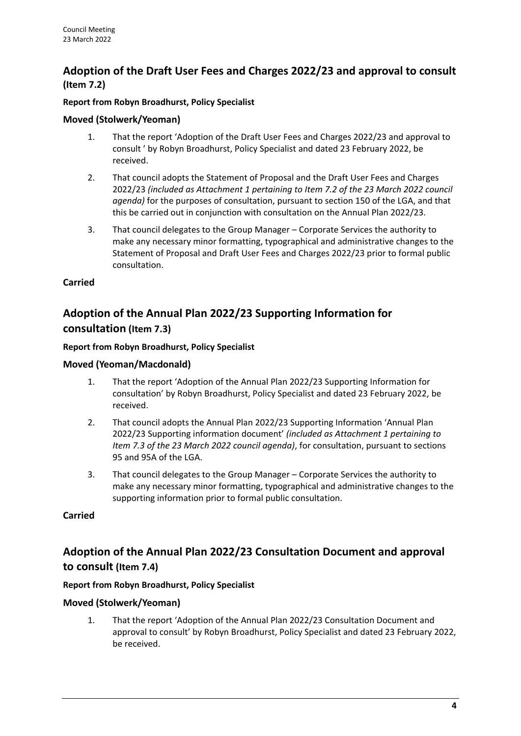## Adoption of the Draft User Fees and Charges 2022/23 and approval to consult (Item 7.2)

**Report from Robyn Broadhurst, Policy Specialist**

### Moved (Stolwerk/Yeoman)

1. That the report 'Adoption of the Draft User Fees and Charges 2022/23 and approval to consult ' by Robyn Broadhurst, Policy Specialist and dated 23 February 2022, be received.
2. That council adopts the Statement of Proposal and the Draft User Fees and Charges 2022/23 *(included as Attachment 1 pertaining to Item 7.2 of the 23 March 2022 council agenda)* for the purposes of consultation, pursuant to section 150 of the LGA, and that this be carried out in conjunction with consultation on the Annual Plan 2022/23.
3. That council delegates to the Group Manager – Corporate Services the authority to make any necessary minor formatting, typographical and administrative changes to the Statement of Proposal and Draft User Fees and Charges 2022/23 prior to formal public consultation.

**Carried**

## Adoption of the Annual Plan 2022/23 Supporting Information for consultation (Item 7.3)

**Report from Robyn Broadhurst, Policy Specialist**

### Moved (Yeoman/Macdonald)

1. That the report 'Adoption of the Annual Plan 2022/23 Supporting Information for consultation' by Robyn Broadhurst, Policy Specialist and dated 23 February 2022, be received.
2. That council adopts the Annual Plan 2022/23 Supporting Information 'Annual Plan 2022/23 Supporting information document' *(included as Attachment 1 pertaining to Item 7.3 of the 23 March 2022 council agenda)*, for consultation, pursuant to sections 95 and 95A of the LGA.
3. That council delegates to the Group Manager – Corporate Services the authority to make any necessary minor formatting, typographical and administrative changes to the supporting information prior to formal public consultation.

**Carried**

## Adoption of the Annual Plan 2022/23 Consultation Document and approval to consult (Item 7.4)

**Report from Robyn Broadhurst, Policy Specialist**

### Moved (Stolwerk/Yeoman)

1. That the report 'Adoption of the Annual Plan 2022/23 Consultation Document and approval to consult' by Robyn Broadhurst, Policy Specialist and dated 23 February 2022, be received.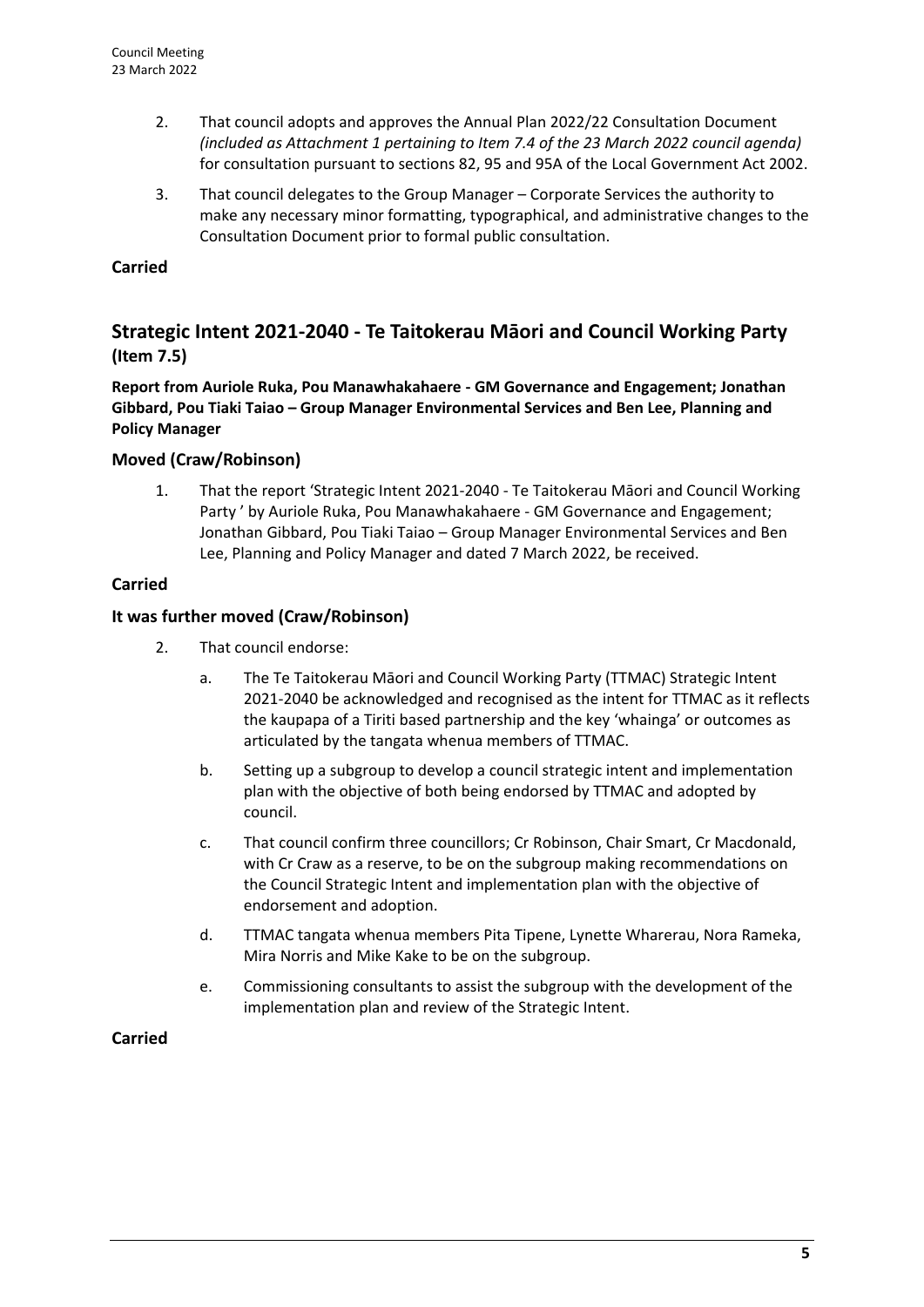2. That council adopts and approves the Annual Plan 2022/22 Consultation Document *(included as Attachment 1 pertaining to Item 7.4 of the 23 March 2022 council agenda)* for consultation pursuant to sections 82, 95 and 95A of the Local Government Act 2002.

3. That council delegates to the Group Manager – Corporate Services the authority to make any necessary minor formatting, typographical, and administrative changes to the Consultation Document prior to formal public consultation.

**Carried**

## Strategic Intent 2021-2040 - Te Taitokerau Māori and Council Working Party (Item 7.5)

**Report from Auriole Ruka, Pou Manawhakahaere - GM Governance and Engagement; Jonathan Gibbard, Pou Tiaki Taiao – Group Manager Environmental Services and Ben Lee, Planning and Policy Manager**

### Moved (Craw/Robinson)

1. That the report 'Strategic Intent 2021-2040 - Te Taitokerau Māori and Council Working Party ' by Auriole Ruka, Pou Manawhakahaere - GM Governance and Engagement; Jonathan Gibbard, Pou Tiaki Taiao – Group Manager Environmental Services and Ben Lee, Planning and Policy Manager and dated 7 March 2022, be received.

**Carried**

### It was further moved (Craw/Robinson)

2. That council endorse:

   a. The Te Taitokerau Māori and Council Working Party (TTMAC) Strategic Intent 2021-2040 be acknowledged and recognised as the intent for TTMAC as it reflects the kaupapa of a Tiriti based partnership and the key 'whainga' or outcomes as articulated by the tangata whenua members of TTMAC.

   b. Setting up a subgroup to develop a council strategic intent and implementation plan with the objective of both being endorsed by TTMAC and adopted by council.

   c. That council confirm three councillors; Cr Robinson, Chair Smart, Cr Macdonald, with Cr Craw as a reserve, to be on the subgroup making recommendations on the Council Strategic Intent and implementation plan with the objective of endorsement and adoption.

   d. TTMAC tangata whenua members Pita Tipene, Lynette Wharerau, Nora Rameka, Mira Norris and Mike Kake to be on the subgroup.

   e. Commissioning consultants to assist the subgroup with the development of the implementation plan and review of the Strategic Intent.

**Carried**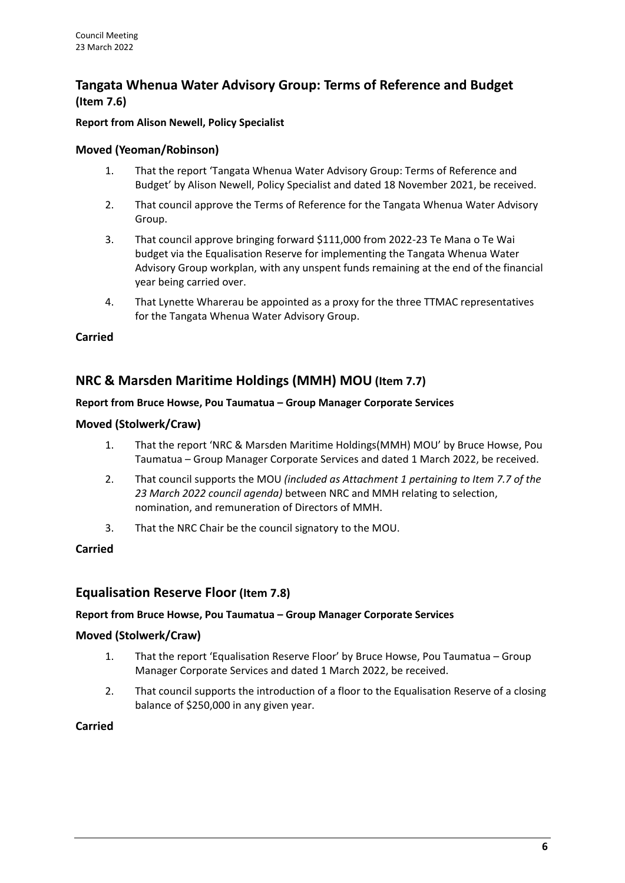## Tangata Whenua Water Advisory Group: Terms of Reference and Budget (Item 7.6)

**Report from Alison Newell, Policy Specialist**

### Moved (Yeoman/Robinson)

1. That the report 'Tangata Whenua Water Advisory Group: Terms of Reference and Budget' by Alison Newell, Policy Specialist and dated 18 November 2021, be received.
2. That council approve the Terms of Reference for the Tangata Whenua Water Advisory Group.
3. That council approve bringing forward $111,000 from 2022-23 Te Mana o Te Wai budget via the Equalisation Reserve for implementing the Tangata Whenua Water Advisory Group workplan, with any unspent funds remaining at the end of the financial year being carried over.
4. That Lynette Wharerau be appointed as a proxy for the three TTMAC representatives for the Tangata Whenua Water Advisory Group.

**Carried**

## NRC & Marsden Maritime Holdings (MMH) MOU (Item 7.7)

**Report from Bruce Howse, Pou Taumatua – Group Manager Corporate Services**

### Moved (Stolwerk/Craw)

1. That the report 'NRC & Marsden Maritime Holdings(MMH) MOU' by Bruce Howse, Pou Taumatua – Group Manager Corporate Services and dated 1 March 2022, be received.
2. That council supports the MOU *(included as Attachment 1 pertaining to Item 7.7 of the 23 March 2022 council agenda)* between NRC and MMH relating to selection, nomination, and remuneration of Directors of MMH.
3. That the NRC Chair be the council signatory to the MOU.

**Carried**

## Equalisation Reserve Floor (Item 7.8)

**Report from Bruce Howse, Pou Taumatua – Group Manager Corporate Services**

### Moved (Stolwerk/Craw)

1. That the report 'Equalisation Reserve Floor' by Bruce Howse, Pou Taumatua – Group Manager Corporate Services and dated 1 March 2022, be received.
2. That council supports the introduction of a floor to the Equalisation Reserve of a closing balance of $250,000 in any given year.

**Carried**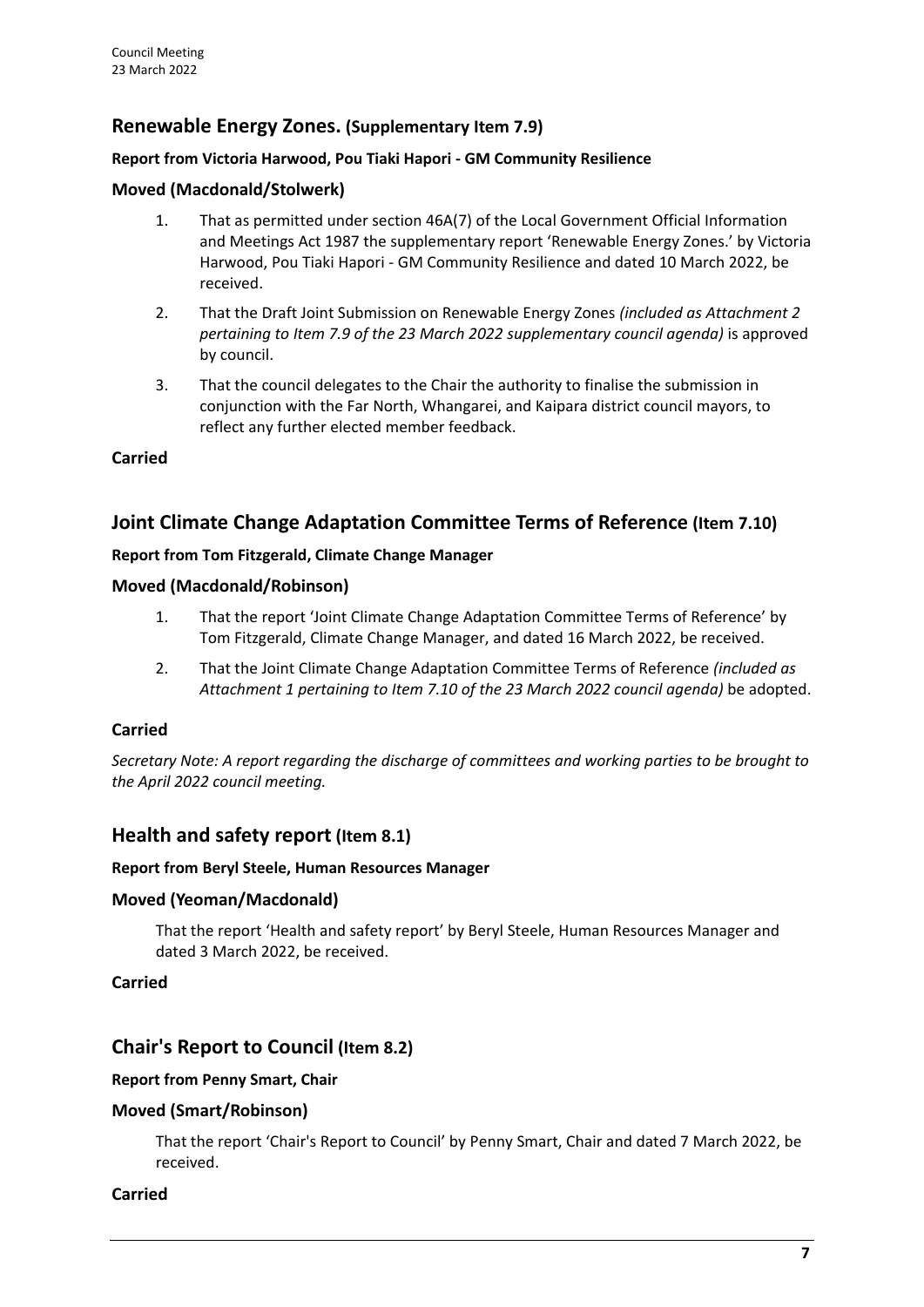## Renewable Energy Zones. (Supplementary Item 7.9)

**Report from Victoria Harwood, Pou Tiaki Hapori - GM Community Resilience**

### Moved (Macdonald/Stolwerk)

1. That as permitted under section 46A(7) of the Local Government Official Information and Meetings Act 1987 the supplementary report 'Renewable Energy Zones.' by Victoria Harwood, Pou Tiaki Hapori - GM Community Resilience and dated 10 March 2022, be received.
2. That the Draft Joint Submission on Renewable Energy Zones *(included as Attachment 2 pertaining to Item 7.9 of the 23 March 2022 supplementary council agenda)* is approved by council.
3. That the council delegates to the Chair the authority to finalise the submission in conjunction with the Far North, Whangarei, and Kaipara district council mayors, to reflect any further elected member feedback.

**Carried**

## Joint Climate Change Adaptation Committee Terms of Reference (Item 7.10)

**Report from Tom Fitzgerald, Climate Change Manager**

### Moved (Macdonald/Robinson)

1. That the report 'Joint Climate Change Adaptation Committee Terms of Reference' by Tom Fitzgerald, Climate Change Manager, and dated 16 March 2022, be received.
2. That the Joint Climate Change Adaptation Committee Terms of Reference *(included as Attachment 1 pertaining to Item 7.10 of the 23 March 2022 council agenda)* be adopted.

### Carried

*Secretary Note: A report regarding the discharge of committees and working parties to be brought to the April 2022 council meeting.*

## Health and safety report (Item 8.1)

**Report from Beryl Steele, Human Resources Manager**

### Moved (Yeoman/Macdonald)

That the report 'Health and safety report' by Beryl Steele, Human Resources Manager and dated 3 March 2022, be received.

**Carried**

## Chair's Report to Council (Item 8.2)

**Report from Penny Smart, Chair**

### Moved (Smart/Robinson)

That the report 'Chair's Report to Council' by Penny Smart, Chair and dated 7 March 2022, be received.

**Carried**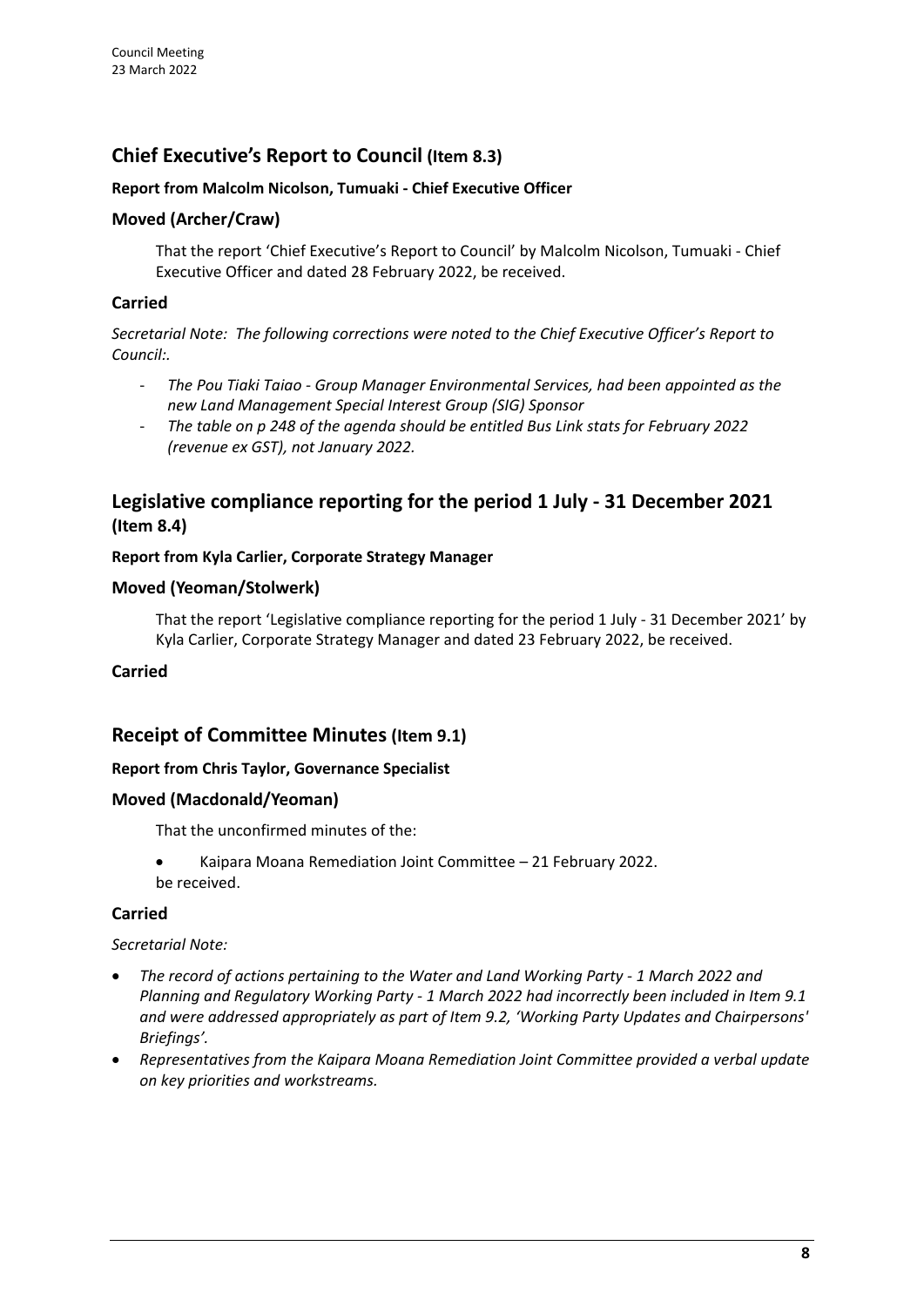## Chief Executive's Report to Council (Item 8.3)

**Report from Malcolm Nicolson, Tumuaki - Chief Executive Officer**

### Moved (Archer/Craw)

That the report 'Chief Executive's Report to Council' by Malcolm Nicolson, Tumuaki - Chief Executive Officer and dated 28 February 2022, be received.

### Carried

*Secretarial Note: The following corrections were noted to the Chief Executive Officer's Report to Council:.*

- *The Pou Tiaki Taiao - Group Manager Environmental Services, had been appointed as the new Land Management Special Interest Group (SIG) Sponsor*
- *The table on p 248 of the agenda should be entitled Bus Link stats for February 2022 (revenue ex GST), not January 2022.*

## Legislative compliance reporting for the period 1 July - 31 December 2021 (Item 8.4)

**Report from Kyla Carlier, Corporate Strategy Manager**

### Moved (Yeoman/Stolwerk)

That the report 'Legislative compliance reporting for the period 1 July - 31 December 2021' by Kyla Carlier, Corporate Strategy Manager and dated 23 February 2022, be received.

### Carried

## Receipt of Committee Minutes (Item 9.1)

**Report from Chris Taylor, Governance Specialist**

### Moved (Macdonald/Yeoman)

That the unconfirmed minutes of the:

- Kaipara Moana Remediation Joint Committee – 21 February 2022.

be received.

### Carried

*Secretarial Note:*

- *The record of actions pertaining to the Water and Land Working Party - 1 March 2022 and Planning and Regulatory Working Party - 1 March 2022 had incorrectly been included in Item 9.1 and were addressed appropriately as part of Item 9.2, 'Working Party Updates and Chairpersons' Briefings'.*
- *Representatives from the Kaipara Moana Remediation Joint Committee provided a verbal update on key priorities and workstreams.*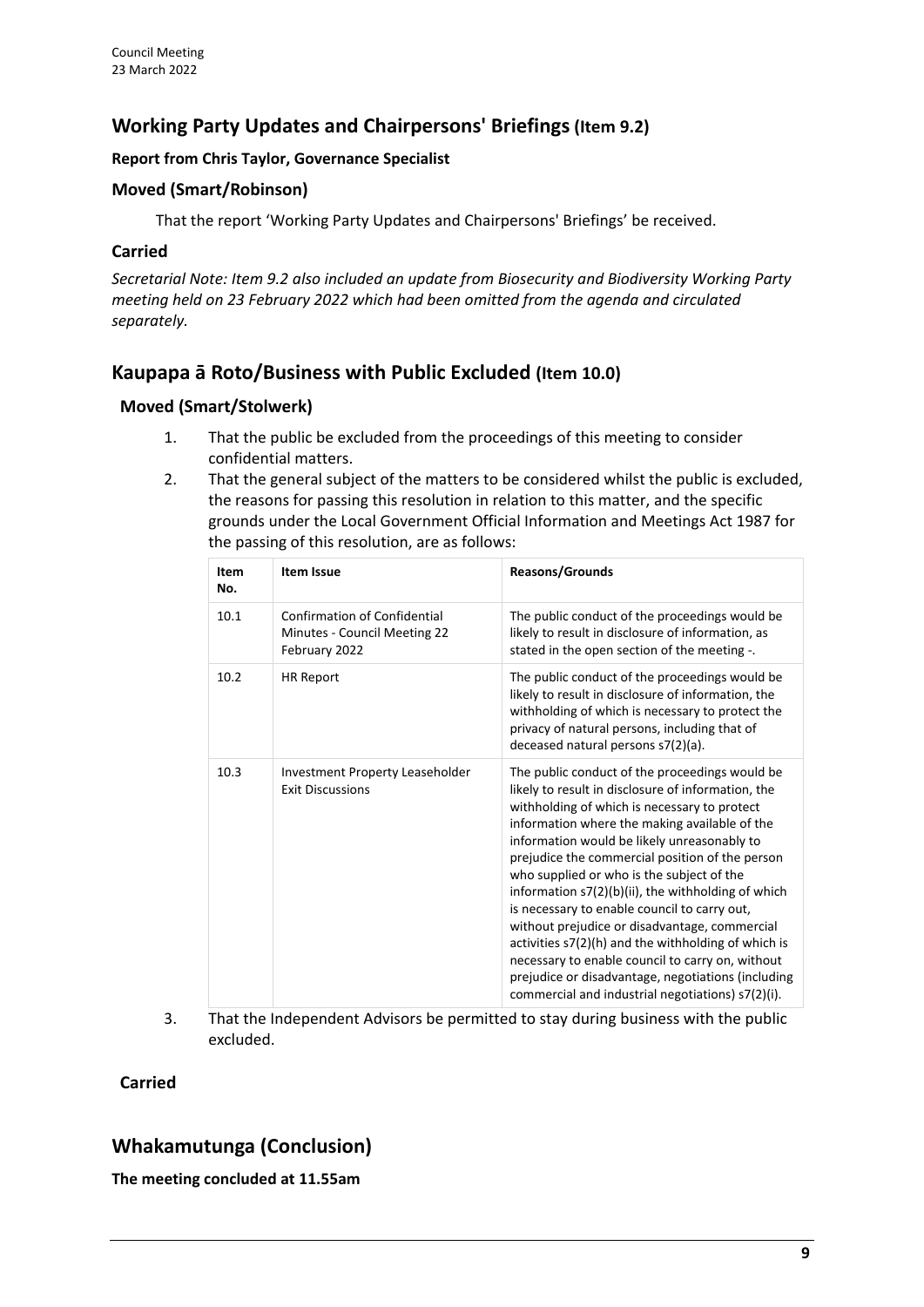## Working Party Updates and Chairpersons' Briefings (Item 9.2)

**Report from Chris Taylor, Governance Specialist**

### Moved (Smart/Robinson)

That the report 'Working Party Updates and Chairpersons' Briefings' be received.

### Carried

*Secretarial Note: Item 9.2 also included an update from Biosecurity and Biodiversity Working Party meeting held on 23 February 2022 which had been omitted from the agenda and circulated separately.*

## Kaupapa ā Roto/Business with Public Excluded (Item 10.0)

### Moved (Smart/Stolwerk)

1. That the public be excluded from the proceedings of this meeting to consider confidential matters.
2. That the general subject of the matters to be considered whilst the public is excluded, the reasons for passing this resolution in relation to this matter, and the specific grounds under the Local Government Official Information and Meetings Act 1987 for the passing of this resolution, are as follows:

| Item No. | Item Issue | Reasons/Grounds |
|---|---|---|
| 10.1 | Confirmation of Confidential Minutes - Council Meeting 22 February 2022 | The public conduct of the proceedings would be likely to result in disclosure of information, as stated in the open section of the meeting -. |
| 10.2 | HR Report | The public conduct of the proceedings would be likely to result in disclosure of information, the withholding of which is necessary to protect the privacy of natural persons, including that of deceased natural persons s7(2)(a). |
| 10.3 | Investment Property Leaseholder Exit Discussions | The public conduct of the proceedings would be likely to result in disclosure of information, the withholding of which is necessary to protect information where the making available of the information would be likely unreasonably to prejudice the commercial position of the person who supplied or who is the subject of the information s7(2)(b)(ii), the withholding of which is necessary to enable council to carry out, without prejudice or disadvantage, commercial activities s7(2)(h) and the withholding of which is necessary to enable council to carry on, without prejudice or disadvantage, negotiations (including commercial and industrial negotiations) s7(2)(i). |

3. That the Independent Advisors be permitted to stay during business with the public excluded.

### Carried

## Whakamutunga (Conclusion)

**The meeting concluded at 11.55am**